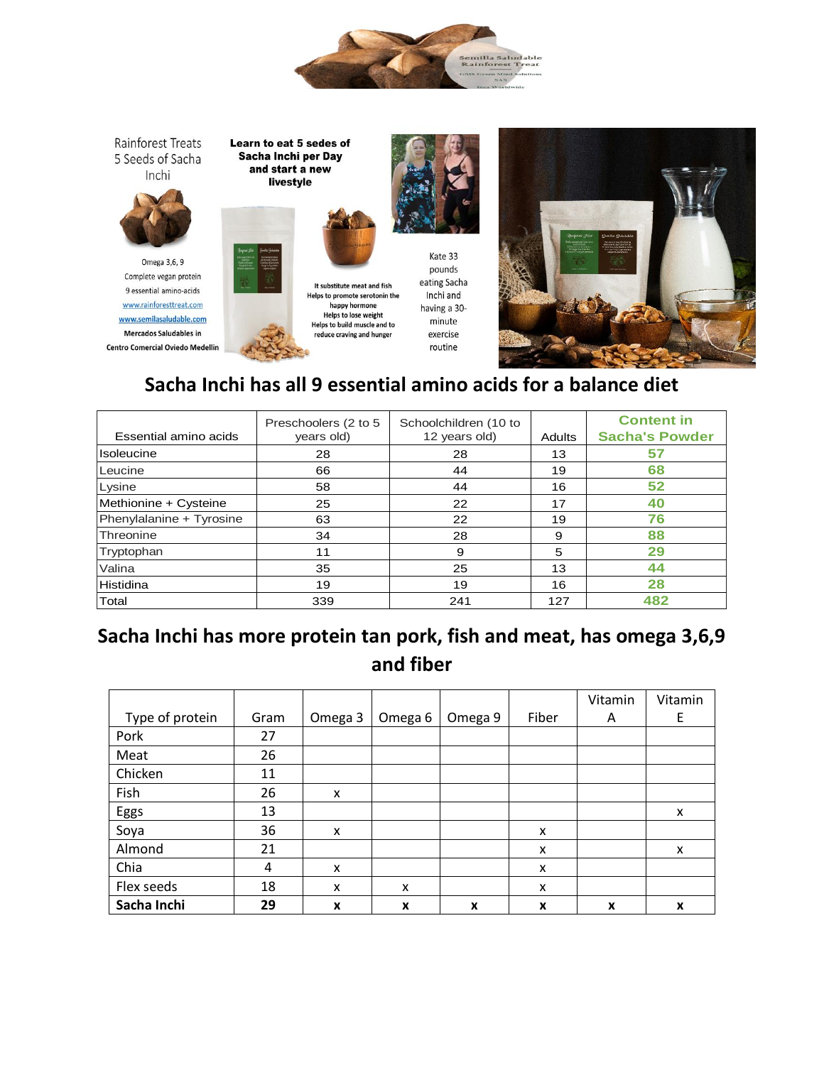Rainforest Treats
5 Seeds of Sacha Inchi

Omega 3,6, 9
Complete vegan protein
9 essential amino-acids
www.rainforesttreat.com
www.semilasaludable.com
Mercados Saludables in
Centro Comercial Oviedo Medellin

**Learn to eat 5 sedes of Sacha Inchi per Day and start a new livestyle**

It substitute meat and fish
Helps to promote serotonin the happy hormone
Helps to lose weight
Helps to build muscle and to reduce craving and hunger

Kate 33 pounds eating Sacha Inchi and having a 30-minute exercise routine

## Sacha Inchi has all 9 essential amino acids for a balance diet

| Essential amino acids | Preschoolers (2 to 5 years old) | Schoolchildren (10 to 12 years old) | Adults | Content in Sacha's Powder |
|---|---|---|---|---|
| Isoleucine | 28 | 28 | 13 | 57 |
| Leucine | 66 | 44 | 19 | 68 |
| Lysine | 58 | 44 | 16 | 52 |
| Methionine + Cysteine | 25 | 22 | 17 | 40 |
| Phenylalanine + Tyrosine | 63 | 22 | 19 | 76 |
| Threonine | 34 | 28 | 9 | 88 |
| Tryptophan | 11 | 9 | 5 | 29 |
| Valina | 35 | 25 | 13 | 44 |
| Histidina | 19 | 19 | 16 | 28 |
| Total | 339 | 241 | 127 | 482 |

## Sacha Inchi has more protein tan pork, fish and meat, has omega 3,6,9 and fiber

| Type of protein | Gram | Omega 3 | Omega 6 | Omega 9 | Fiber | Vitamin A | Vitamin E |
|---|---|---|---|---|---|---|---|
| Pork | 27 | | | | | | |
| Meat | 26 | | | | | | |
| Chicken | 11 | | | | | | |
| Fish | 26 | x | | | | | |
| Eggs | 13 | | | | | | x |
| Soya | 36 | x | | | x | | |
| Almond | 21 | | | | x | | x |
| Chia | 4 | x | | | x | | |
| Flex seeds | 18 | x | x | | x | | |
| **Sacha Inchi** | **29** | **x** | **x** | **x** | **x** | **x** | **x** |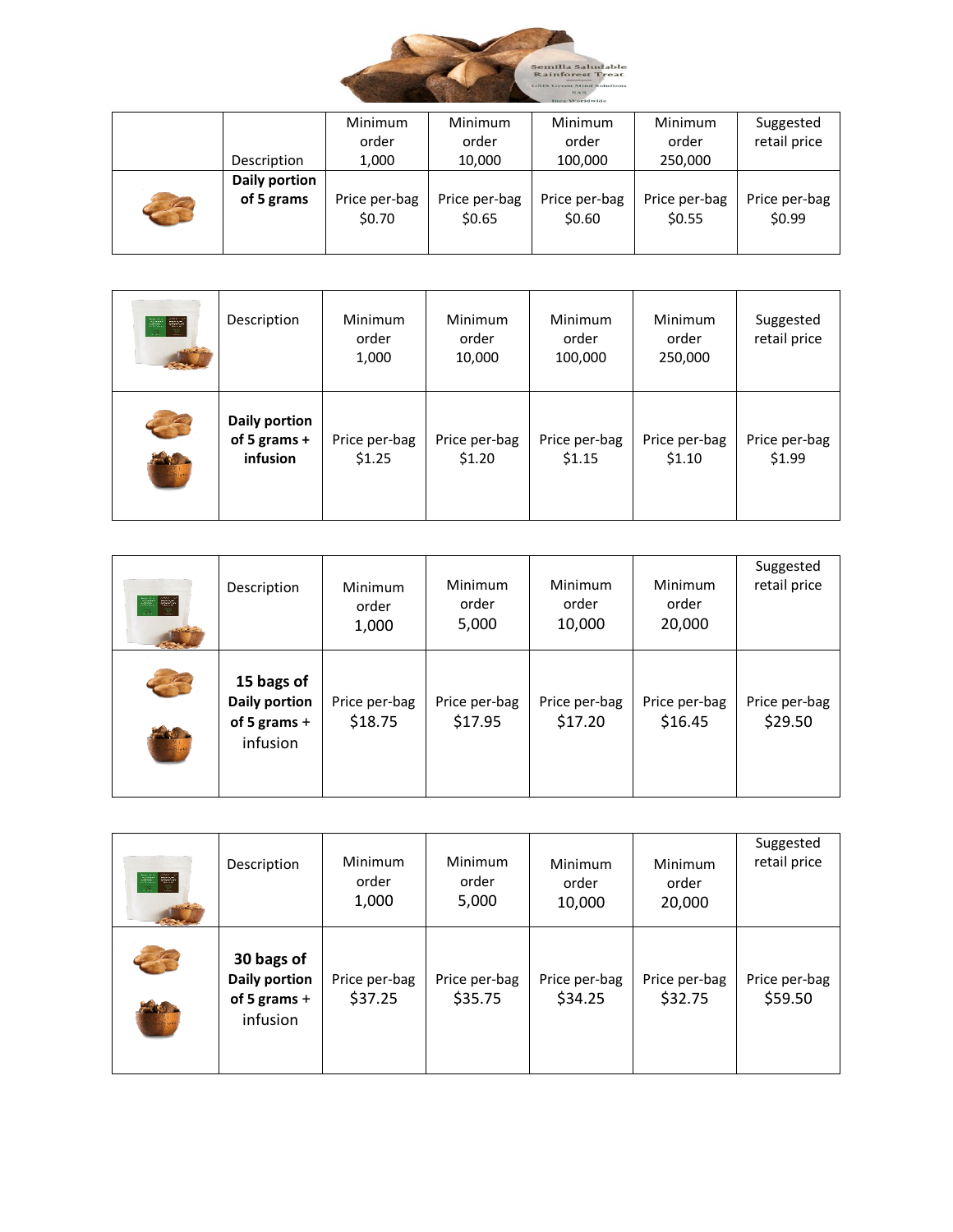|  | Description | Minimum order 1,000 | Minimum order 10,000 | Minimum order 100,000 | Minimum order 250,000 | Suggested retail price |
|---|---|---|---|---|---|---|
|  | **Daily portion of 5 grams** | Price per-bag $0.70 | Price per-bag $0.65 | Price per-bag $0.60 | Price per-bag $0.55 | Price per-bag $0.99 |

|  | Description | Minimum order 1,000 | Minimum order 10,000 | Minimum order 100,000 | Minimum order 250,000 | Suggested retail price |
|---|---|---|---|---|---|---|
|  | **Daily portion of 5 grams + infusion** | Price per-bag $1.25 | Price per-bag $1.20 | Price per-bag $1.15 | Price per-bag $1.10 | Price per-bag $1.99 |

|  | Description | Minimum order 1,000 | Minimum order 5,000 | Minimum order 10,000 | Minimum order 20,000 | Suggested retail price |
|---|---|---|---|---|---|---|
|  | **15 bags of Daily portion of 5 grams +** infusion | Price per-bag $18.75 | Price per-bag $17.95 | Price per-bag $17.20 | Price per-bag $16.45 | Price per-bag $29.50 |

|  | Description | Minimum order 1,000 | Minimum order 5,000 | Minimum order 10,000 | Minimum order 20,000 | Suggested retail price |
|---|---|---|---|---|---|---|
|  | **30 bags of Daily portion of 5 grams +** infusion | Price per-bag $37.25 | Price per-bag $35.75 | Price per-bag $34.25 | Price per-bag $32.75 | Price per-bag $59.50 |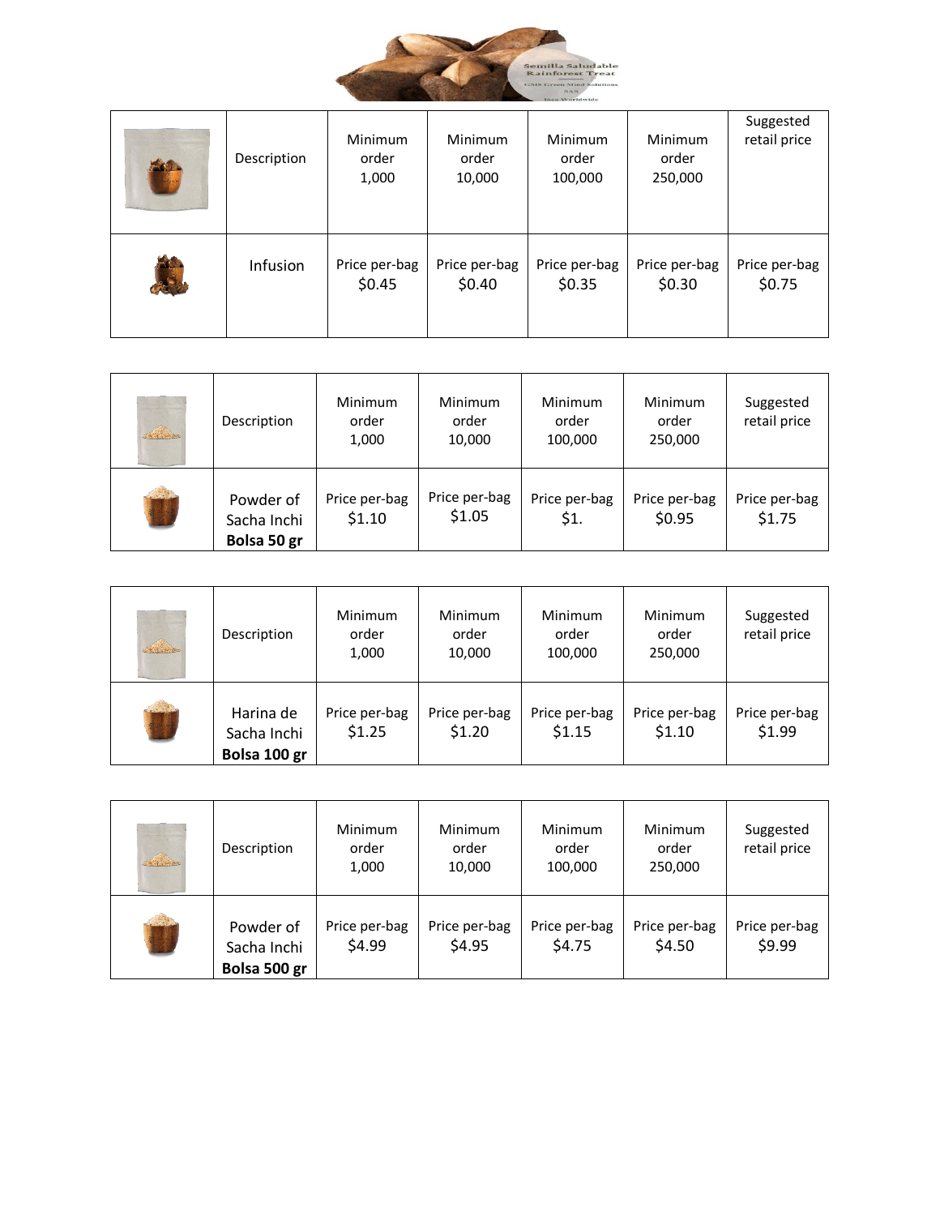Semilla Saludable Rainforest Treat
GMS Green Mind Solutions SAS
Inca Worldwide

| | Description | Minimum order 1,000 | Minimum order 10,000 | Minimum order 100,000 | Minimum order 250,000 | Suggested retail price |
|---|---|---|---|---|---|---|
| | Infusion | Price per-bag $0.45 | Price per-bag $0.40 | Price per-bag $0.35 | Price per-bag $0.30 | Price per-bag $0.75 |

| | Description | Minimum order 1,000 | Minimum order 10,000 | Minimum order 100,000 | Minimum order 250,000 | Suggested retail price |
|---|---|---|---|---|---|---|
| | Powder of Sacha Inchi **Bolsa 50 gr** | Price per-bag $1.10 | Price per-bag $1.05 | Price per-bag $1. | Price per-bag $0.95 | Price per-bag $1.75 |

| | Description | Minimum order 1,000 | Minimum order 10,000 | Minimum order 100,000 | Minimum order 250,000 | Suggested retail price |
|---|---|---|---|---|---|---|
| | Harina de Sacha Inchi **Bolsa 100 gr** | Price per-bag $1.25 | Price per-bag $1.20 | Price per-bag $1.15 | Price per-bag $1.10 | Price per-bag $1.99 |

| | Description | Minimum order 1,000 | Minimum order 10,000 | Minimum order 100,000 | Minimum order 250,000 | Suggested retail price |
|---|---|---|---|---|---|---|
| | Powder of Sacha Inchi **Bolsa 500 gr** | Price per-bag $4.99 | Price per-bag $4.95 | Price per-bag $4.75 | Price per-bag $4.50 | Price per-bag $9.99 |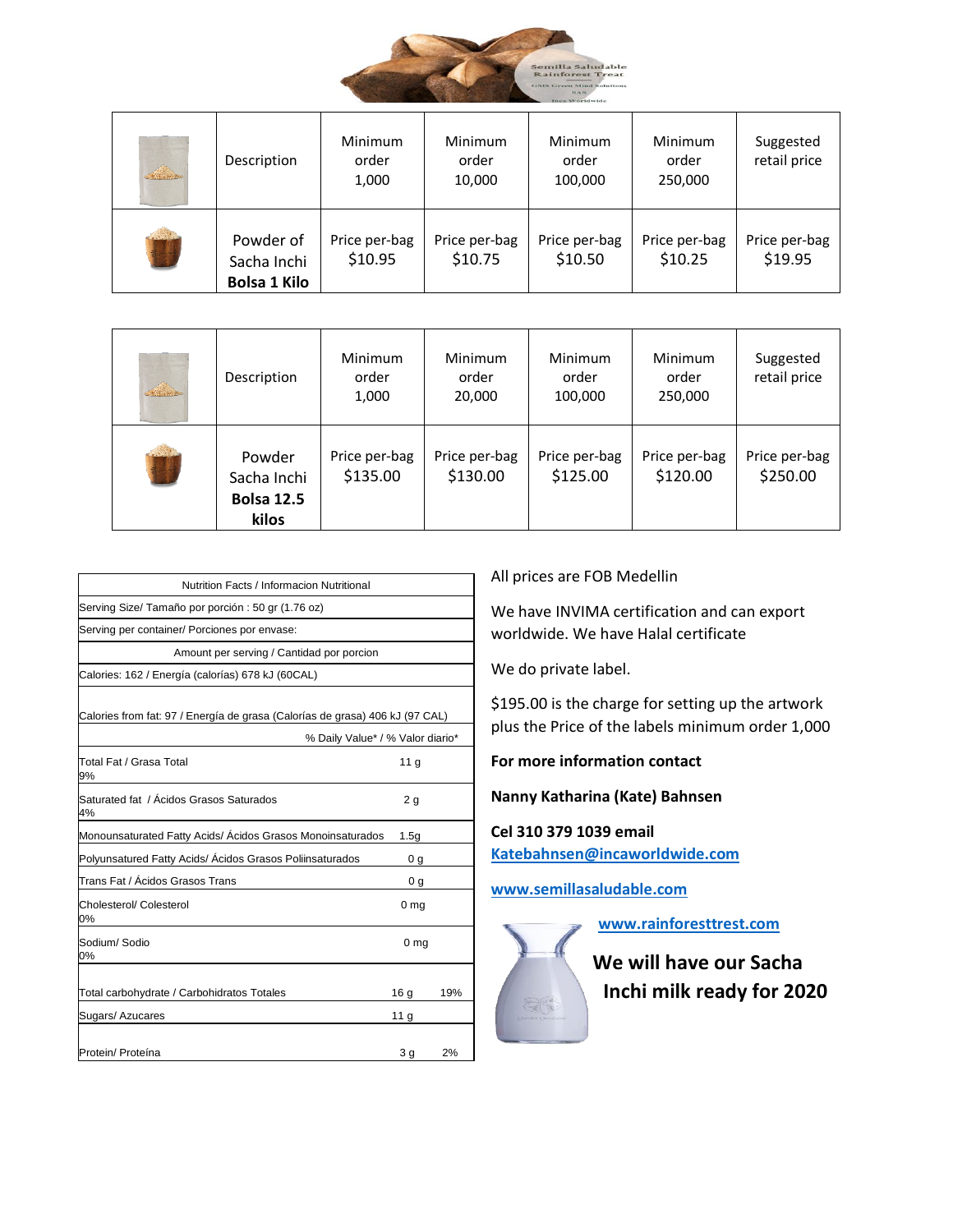Semilla Saludable
Rainforest Treat
GMS Green Mind Solutions SAS
Inca Worldwide

| | Description | Minimum order 1,000 | Minimum order 10,000 | Minimum order 100,000 | Minimum order 250,000 | Suggested retail price |
|---|---|---|---|---|---|---|
| | Powder of Sacha Inchi **Bolsa 1 Kilo** | Price per-bag $10.95 | Price per-bag $10.75 | Price per-bag $10.50 | Price per-bag $10.25 | Price per-bag $19.95 |

| | Description | Minimum order 1,000 | Minimum order 20,000 | Minimum order 100,000 | Minimum order 250,000 | Suggested retail price |
|---|---|---|---|---|---|---|
| | Powder Sacha Inchi **Bolsa 12.5 kilos** | Price per-bag $135.00 | Price per-bag $130.00 | Price per-bag $125.00 | Price per-bag $120.00 | Price per-bag $250.00 |

| Nutrition Facts / Informacion Nutritional | | |
|---|---|---|
| Serving Size/ Tamaño por porción : 50 gr (1.76 oz) | | |
| Serving per container/ Porciones por envase: | | |
| Amount per serving / Cantidad por porcion | | |
| Calories: 162 / Energía (calorías) 678 kJ (60CAL) | | |
| Calories from fat: 97 / Energía de grasa (Calorías de grasa) 406 kJ (97 CAL) | | |
| % Daily Value* / % Valor diario* | | |
| Total Fat / Grasa Total 9% | 11 g | |
| Saturated fat / Ácidos Grasos Saturados 4% | 2 g | |
| Monounsaturated Fatty Acids/ Ácidos Grasos Monoinsaturados | 1.5g | |
| Polyunsatured Fatty Acids/ Ácidos Grasos Poliinsaturados | 0 g | |
| Trans Fat / Ácidos Grasos Trans | 0 g | |
| Cholesterol/ Colesterol 0% | 0 mg | |
| Sodium/ Sodio 0% | 0 mg | |
| Total carbohydrate / Carbohidratos Totales | 16 g | 19% |
| Sugars/ Azucares | 11 g | |
| Protein/ Proteína | 3 g | 2% |

All prices are FOB Medellin

We have INVIMA certification and can export worldwide. We have Halal certificate

We do private label.

$195.00 is the charge for setting up the artwork plus the Price of the labels minimum order 1,000

**For more information contact**

**Nanny Katharina (Kate) Bahnsen**

**Cel 310 379 1039 email**
**Katebahnsen@incaworldwide.com**

**www.semillasaludable.com**

**www.rainforesttrest.com**

**We will have our Sacha Inchi milk ready for 2020**